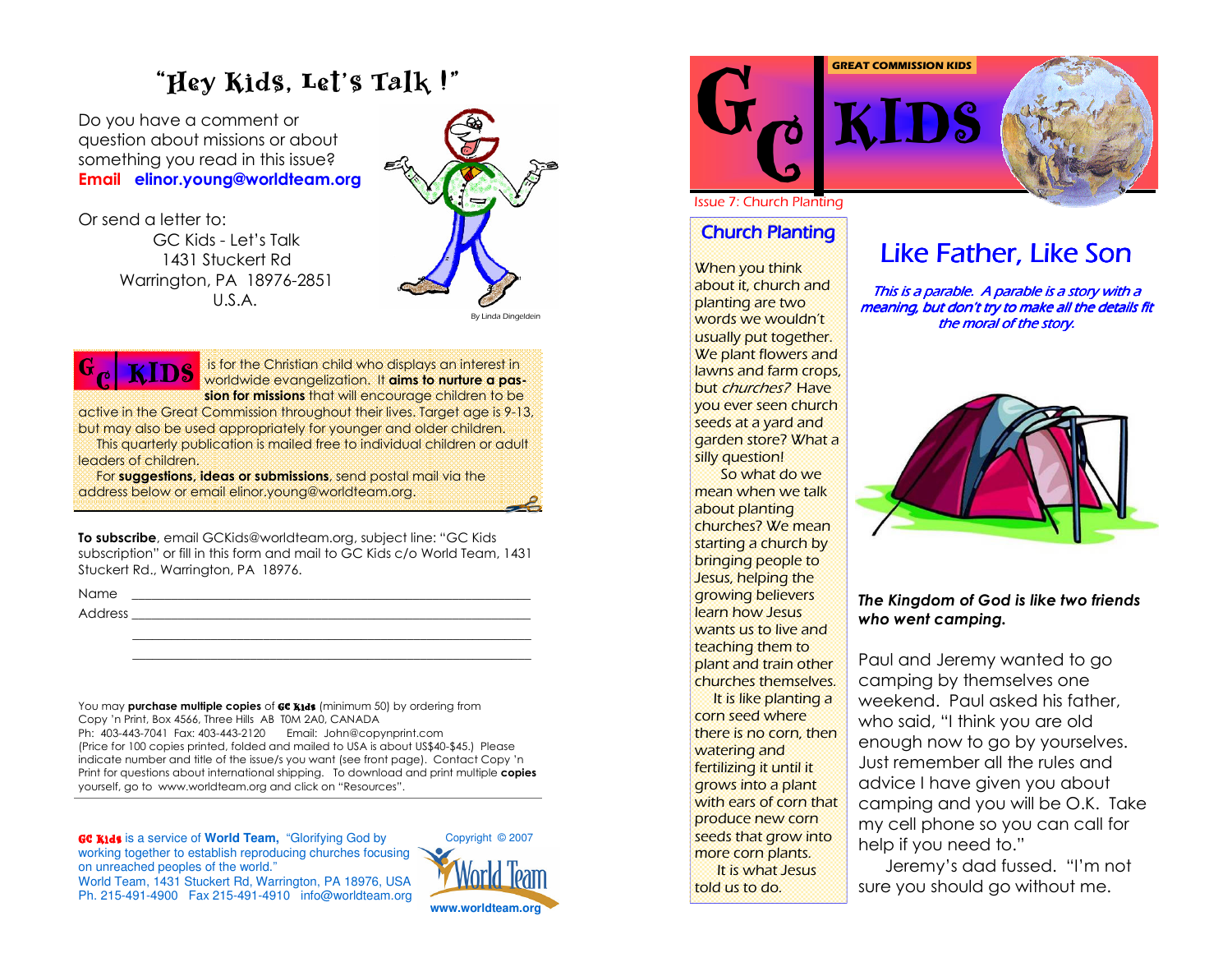# "Hey Kids, Let's Talk !"

Do you have a comment or question about missions or about something you read in this issue? **Email elinor.young@worldteam.org**

Or send a letter to:
GC Kids - Let's Talk
1431 Stuckert Rd
Warrington, PA 18976-2851
U.S.A.

By Linda Dingeldein

GC KIDS is for the Christian child who displays an interest in worldwide evangelization. It **aims to nurture a passion for missions** that will encourage children to be active in the Great Commission throughout their lives. Target age is 9-13, but may also be used appropriately for younger and older children.

This quarterly publication is mailed free to individual children or adult leaders of children.

For **suggestions, ideas or submissions**, send postal mail via the address below or email elinor.young@worldteam.org.

**To subscribe**, email GCKids@worldteam.org, subject line: "GC Kids subscription" or fill in this form and mail to GC Kids c/o World Team, 1431 Stuckert Rd., Warrington, PA 18976.

Name ______________________________________________

Address ____________________________________________

___________________________________________________

___________________________________________________

You may **purchase multiple copies** of GC Kids (minimum 50) by ordering from Copy 'n Print, Box 4566, Three Hills AB T0M 2A0, CANADA
Ph: 403-443-7041 Fax: 403-443-2120 Email: John@copynprint.com
(Price for 100 copies printed, folded and mailed to USA is about US$40-$45.) Please indicate number and title of the issue/s you want (see front page). Contact Copy 'n Print for questions about international shipping. To download and print multiple **copies** yourself, go to www.worldteam.org and click on "Resources".

GC Kids is a service of **World Team**, "Glorifying God by working together to establish reproducing churches focusing on unreached peoples of the world."
World Team, 1431 Stuckert Rd, Warrington, PA 18976, USA
Ph. 215-491-4900 Fax 215-491-4910 info@worldteam.org

Copyright © 2007
World Team
www.worldteam.org

GREAT COMMISSION KIDS

# GC KIDS

Issue 7: Church Planting

## Church Planting

When you think about it, church and planting are two words we wouldn't usually put together. We plant flowers and lawns and farm crops, but *churches?* Have you ever seen church seeds at a yard and garden store? What a silly question!

So what do we mean when we talk about planting churches? We mean starting a church by bringing people to Jesus, helping the growing believers learn how Jesus wants us to live and teaching them to plant and train other churches themselves.

It is like planting a corn seed where there is no corn, then watering and fertilizing it until it grows into a plant with ears of corn that produce new corn seeds that grow into more corn plants.

It is what Jesus told us to do.

## Like Father, Like Son

*This is a parable. A parable is a story with a meaning, but don't try to make all the details fit the moral of the story.*

***The Kingdom of God is like two friends who went camping.***

Paul and Jeremy wanted to go camping by themselves one weekend. Paul asked his father, who said, "I think you are old enough now to go by yourselves. Just remember all the rules and advice I have given you about camping and you will be O.K. Take my cell phone so you can call for help if you need to."

Jeremy's dad fussed. "I'm not sure you should go without me.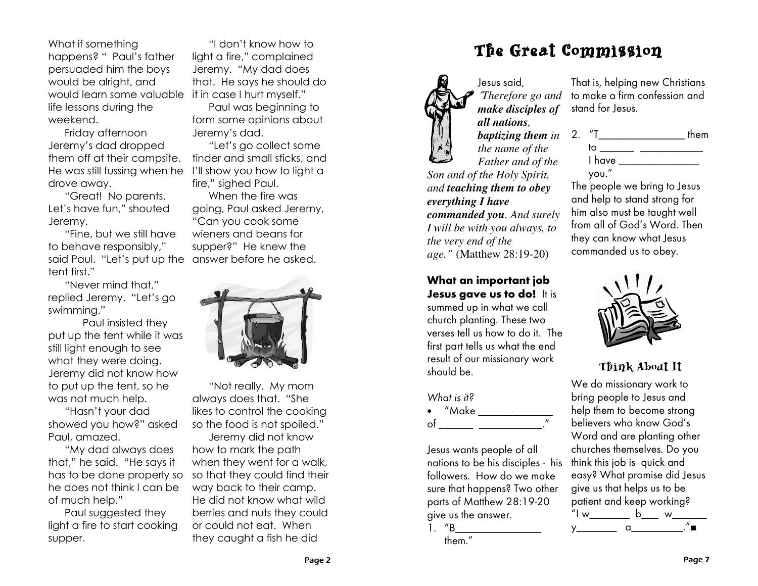What if something happens? " Paul's father persuaded him the boys would be alright, and would learn some valuable life lessons during the weekend.

Friday afternoon Jeremy's dad dropped them off at their campsite. He was still fussing when he drove away.

"Great! No parents. Let's have fun," shouted Jeremy.

"Fine, but we still have to behave responsibly," said Paul. "Let's put up the tent first."

"Never mind that," replied Jeremy. "Let's go swimming."

Paul insisted they put up the tent while it was still light enough to see what they were doing. Jeremy did not know how to put up the tent, so he was not much help.

"Hasn't your dad showed you how?" asked Paul, amazed.

"My dad always does that," he said. "He says it has to be done properly so he does not think I can be of much help."

Paul suggested they light a fire to start cooking supper.

"I don't know how to light a fire," complained Jeremy. "My dad does that. He says he should do it in case I hurt myself."

Paul was beginning to form some opinions about Jeremy's dad.

"Let's go collect some tinder and small sticks, and I'll show you how to light a fire," sighed Paul.

When the fire was going, Paul asked Jeremy, "Can you cook some wieners and beans for supper?" He knew the answer before he asked.

"Not really. My mom always does that. "She likes to control the cooking so the food is not spoiled."

Jeremy did not know how to mark the path when they went for a walk, so that they could find their way back to their camp. He did not know what wild berries and nuts they could or could not eat. When they caught a fish he did

# The Great Commission

Jesus said, *"Therefore go and **make disciples of all nations**, **baptizing them** in the name of the Father and of the Son and of the Holy Spirit, and **teaching them to obey everything I have commanded you**. And surely I will be with you always, to the very end of the age."* (Matthew 28:19-20)

**What an important job Jesus gave us to do!** It is summed up in what we call church planting. These two verses tell us how to do it. The first part tells us what the end result of our missionary work should be.

*What is it?*

- "Make ____________ of ______ __________."

Jesus wants people of all nations to be his disciples - his followers. How do we make sure that happens? Two other parts of Matthew 28:19-20 give us the answer.

1. "B______________ them."

That is, helping new Christians to make a firm confession and stand for Jesus.

2. "T______________ them to ______ __________ I have ______________ you."

The people we bring to Jesus and help to stand strong for him also must be taught well from all of God's Word. Then they can know what Jesus commanded us to obey.

## Think About It

We do missionary work to bring people to Jesus and help them to become strong believers who know God's Word and are planting other churches themselves. Do you think this job is quick and easy? What promise did Jesus give us that helps us to be patient and keep working?
"I w_______ b___ w_______ y_______ a_________."■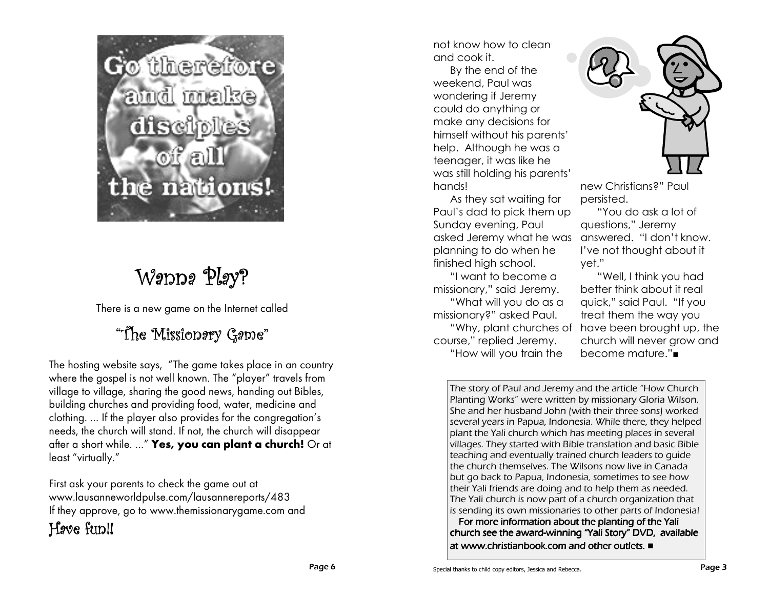Go therefore and make disciples of all the nations!

# Wanna Play?

There is a new game on the Internet called

## "The Missionary Game"

The hosting website says, "The game takes place in an country where the gospel is not well known. The "player" travels from village to village, sharing the good news, handing out Bibles, building churches and providing food, water, medicine and clothing. ... If the player also provides for the congregation's needs, the church will stand. If not, the church will disappear after a short while. ..." **Yes, you can plant a church!** Or at least "virtually."

First ask your parents to check the game out at www.lausanneworldpulse.com/lausannereports/483
If they approve, go to www.themissionarygame.com and

## Have fun!!

not know how to clean and cook it.

By the end of the weekend, Paul was wondering if Jeremy could do anything or make any decisions for himself without his parents' help. Although he was a teenager, it was like he was still holding his parents' hands!

As they sat waiting for Paul's dad to pick them up Sunday evening, Paul asked Jeremy what he was planning to do when he finished high school.

"I want to become a missionary," said Jeremy.

"What will you do as a missionary?" asked Paul.

"Why, plant churches of course," replied Jeremy.

"How will you train the new Christians?" Paul persisted.

"You do ask a lot of questions," Jeremy answered. "I don't know. I've not thought about it yet."

"Well, I think you had better think about it real quick," said Paul. "If you treat them the way you have been brought up, the church will never grow and become mature."■

*The story of Paul and Jeremy and the article "How Church Planting Works" were written by missionary Gloria Wilson. She and her husband John (with their three sons) worked several years in Papua, Indonesia. While there, they helped plant the Yali church which has meeting places in several villages. They started with Bible translation and basic Bible teaching and eventually trained church leaders to guide the church themselves. The Wilsons now live in Canada but go back to Papua, Indonesia, sometimes to see how their Yali friends are doing and to help them as needed. The Yali church is now part of a church organization that is sending its own missionaries to other parts of Indonesia!*

For more information about the planting of the Yali church see the award-winning "Yali Story" DVD, available at www.christianbook.com and other outlets. ■

Special thanks to child copy editors, Jessica and Rebecca.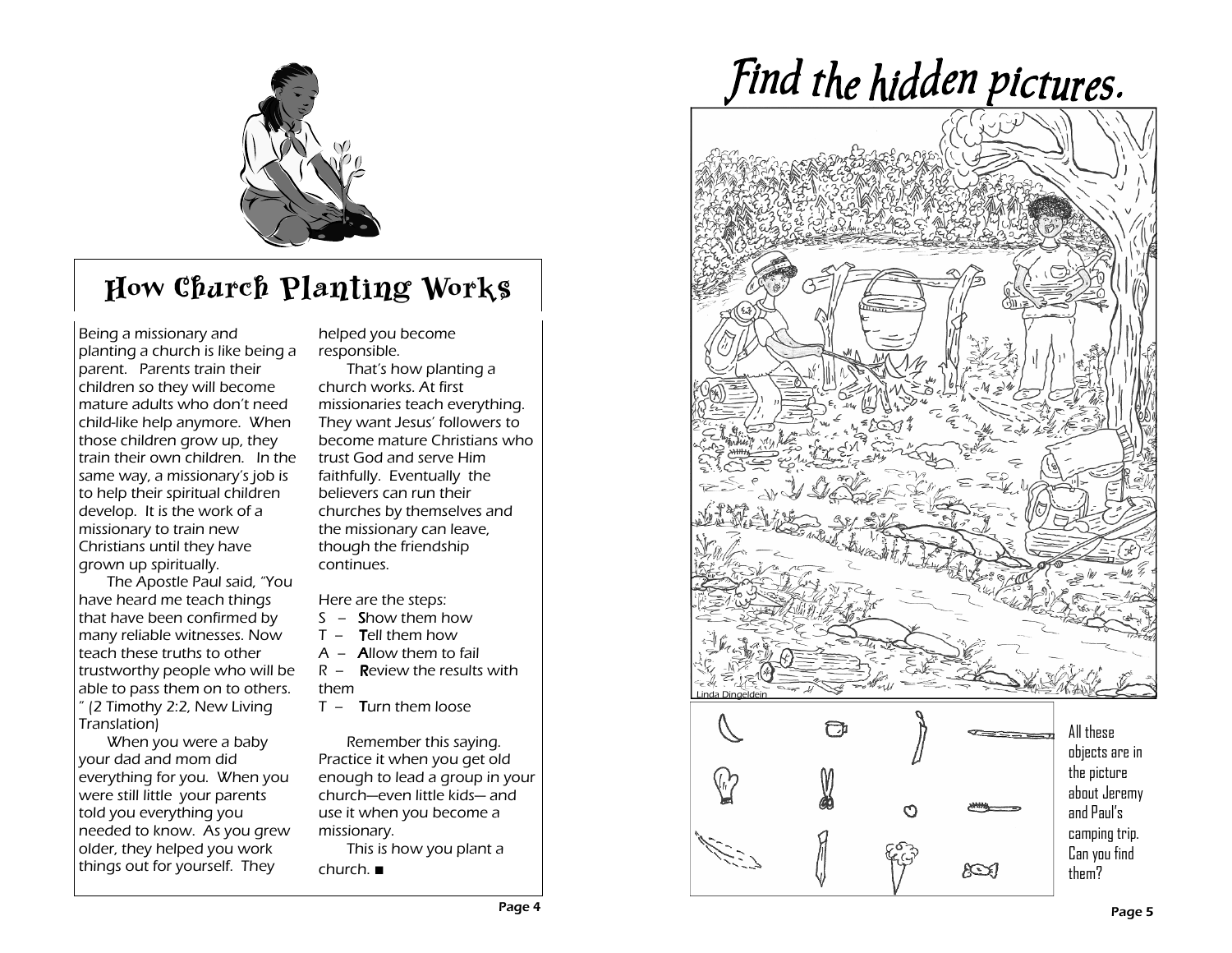# How Church Planting Works

Being a missionary and planting a church is like being a parent. Parents train their children so they will become mature adults who don't need child-like help anymore. When those children grow up, they train their own children. In the same way, a missionary's job is to help their spiritual children develop. It is the work of a missionary to train new Christians until they have grown up spiritually.

The Apostle Paul said, "You have heard me teach things that have been confirmed by many reliable witnesses. Now teach these truths to other trustworthy people who will be able to pass them on to others. " (2 Timothy 2:2, New Living Translation)

When you were a baby your dad and mom did everything for you. When you were still little your parents told you everything you needed to know. As you grew older, they helped you work things out for yourself. They helped you become responsible.

That's how planting a church works. At first missionaries teach everything. They want Jesus' followers to become mature Christians who trust God and serve Him faithfully. Eventually the believers can run their churches by themselves and the missionary can leave, though the friendship continues.

Here are the steps:

S – **S**how them how
T – **T**ell them how
A – **A**llow them to fail
R – **R**eview the results with them
T – **T**urn them loose

Remember this saying. Practice it when you get old enough to lead a group in your church—even little kids— and use it when you become a missionary.

This is how you plant a church. ■

# Find the hidden pictures.

Linda Dingeldein

All these objects are in the picture about Jeremy and Paul's camping trip. Can you find them?